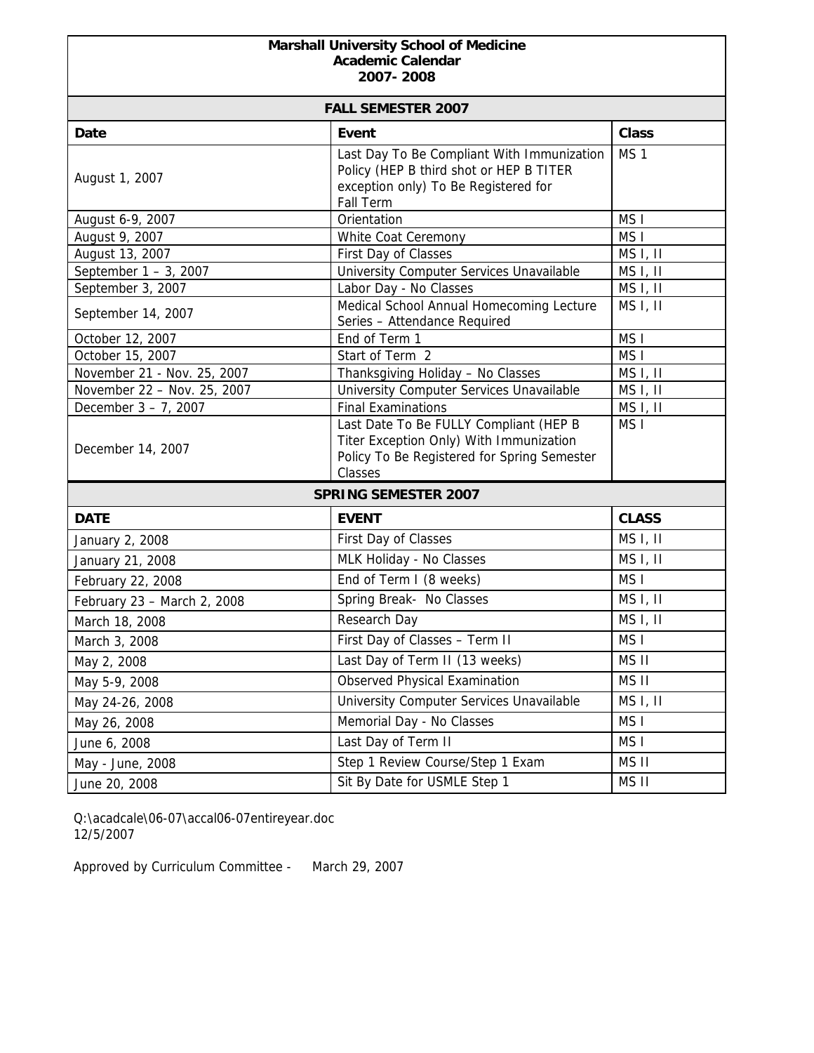# Marshall University School of Medicine
## Academic Calendar
## 2007- 2008

### FALL SEMESTER 2007

| Date | Event | Class |
|---|---|---|
| August 1, 2007 | Last Day To Be Compliant With Immunization Policy (HEP B third shot or HEP B TITER exception only) To Be Registered for Fall Term | MS 1 |
| August 6-9, 2007 | Orientation | MS I |
| August 9, 2007 | White Coat Ceremony | MS I |
| August 13, 2007 | First Day of Classes | MS I, II |
| September 1 – 3, 2007 | University Computer Services Unavailable | MS I, II |
| September 3, 2007 | Labor Day - No Classes | MS I, II |
| September 14, 2007 | Medical School Annual Homecoming Lecture Series – Attendance Required | MS I, II |
| October 12, 2007 | End of Term 1 | MS I |
| October 15, 2007 | Start of Term 2 | MS I |
| November 21 - Nov. 25, 2007 | Thanksgiving Holiday – No Classes | MS I, II |
| November 22 – Nov. 25, 2007 | University Computer Services Unavailable | MS I, II |
| December 3 – 7, 2007 | Final Examinations | MS I, II |
| December 14, 2007 | Last Date To Be FULLY Compliant (HEP B Titer Exception Only) With Immunization Policy To Be Registered for Spring Semester Classes | MS I |

### SPRING SEMESTER 2007

| DATE | EVENT | CLASS |
|---|---|---|
| January 2, 2008 | First Day of Classes | MS I, II |
| January 21, 2008 | MLK Holiday - No Classes | MS I, II |
| February 22, 2008 | End of Term I (8 weeks) | MS I |
| February 23 – March 2, 2008 | Spring Break- No Classes | MS I, II |
| March 18, 2008 | Research Day | MS I, II |
| March 3, 2008 | First Day of Classes – Term II | MS I |
| May 2, 2008 | Last Day of Term II (13 weeks) | MS II |
| May 5-9, 2008 | Observed Physical Examination | MS II |
| May 24-26, 2008 | University Computer Services Unavailable | MS I, II |
| May 26, 2008 | Memorial Day - No Classes | MS I |
| June 6, 2008 | Last Day of Term II | MS I |
| May - June, 2008 | Step 1 Review Course/Step 1 Exam | MS II |
| June 20, 2008 | Sit By Date for USMLE Step 1 | MS II |

Q:\acadcale\06-07\accal06-07entireyear.doc
12/5/2007

Approved by Curriculum Committee - March 29, 2007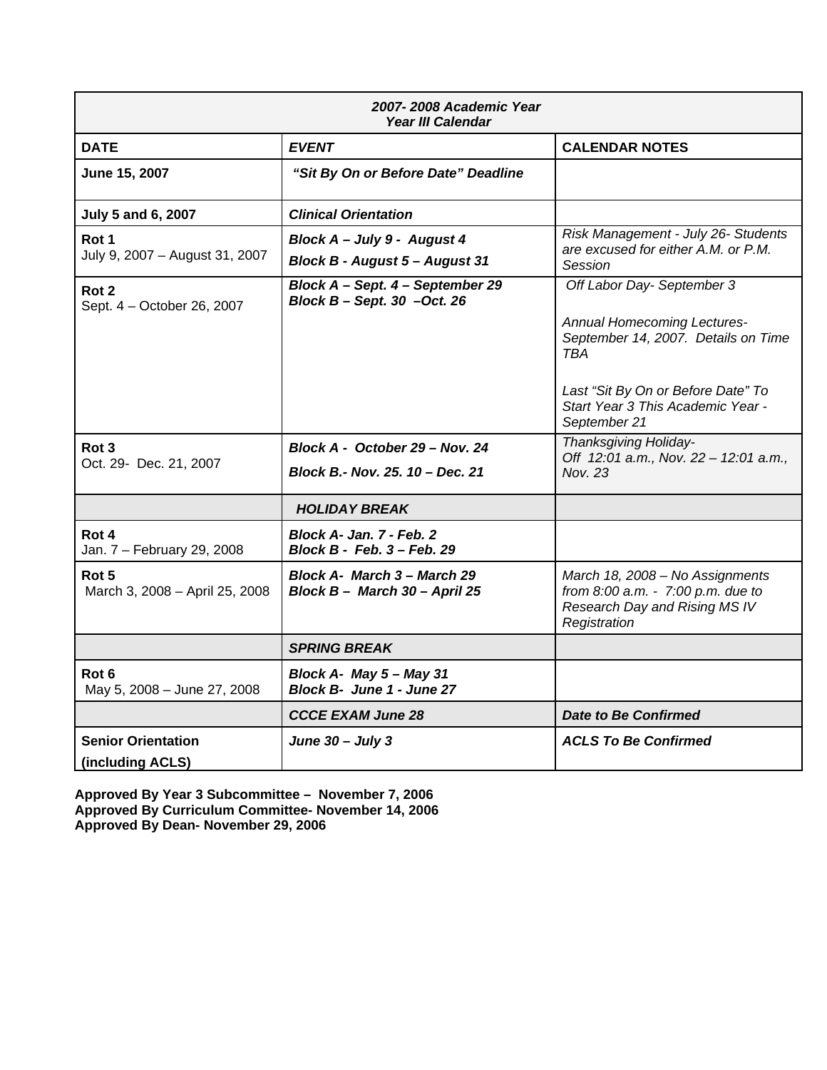| *2007- 2008 Academic Year*<br>*Year III Calendar* | | |
|---|---|---|
| **DATE** | ***EVENT*** | **CALENDAR NOTES** |
| **June 15, 2007** | ***"Sit By On or Before Date" Deadline*** | |
| **July 5 and 6, 2007** | ***Clinical Orientation*** | |
| **Rot 1**<br>July 9, 2007 – August 31, 2007 | ***Block A – July 9 - August 4***<br>***Block B - August 5 – August 31*** | *Risk Management - July 26- Students are excused for either A.M. or P.M. Session* |
| **Rot 2**<br>Sept. 4 – October 26, 2007 | ***Block A – Sept. 4 – September 29***<br>***Block B – Sept. 30 –Oct. 26*** | *Off Labor Day- September 3*<br><br>*Annual Homecoming Lectures- September 14, 2007. Details on Time TBA*<br><br>*Last "Sit By On or Before Date" To Start Year 3 This Academic Year - September 21* |
| **Rot 3**<br>Oct. 29- Dec. 21, 2007 | ***Block A - October 29 – Nov. 24***<br>***Block B.- Nov. 25. 10 – Dec. 21*** | *Thanksgiving Holiday-*<br>*Off 12:01 a.m., Nov. 22 – 12:01 a.m., Nov. 23* |
| | ***HOLIDAY BREAK*** | |
| **Rot 4**<br>Jan. 7 – February 29, 2008 | ***Block A- Jan. 7 - Feb. 2***<br>***Block B - Feb. 3 – Feb. 29*** | |
| **Rot 5**<br>March 3, 2008 – April 25, 2008 | ***Block A- March 3 – March 29***<br>***Block B – March 30 – April 25*** | *March 18, 2008 – No Assignments from 8:00 a.m. - 7:00 p.m. due to Research Day and Rising MS IV Registration* |
| | ***SPRING BREAK*** | |
| **Rot 6**<br>May 5, 2008 – June 27, 2008 | ***Block A- May 5 – May 31***<br>***Block B- June 1 - June 27*** | |
| | ***CCCE EXAM June 28*** | ***Date to Be Confirmed*** |
| **Senior Orientation**<br>**(including ACLS)** | ***June 30 – July 3*** | ***ACLS To Be Confirmed*** |

**Approved By Year 3 Subcommittee – November 7, 2006**
**Approved By Curriculum Committee- November 14, 2006**
**Approved By Dean- November 29, 2006**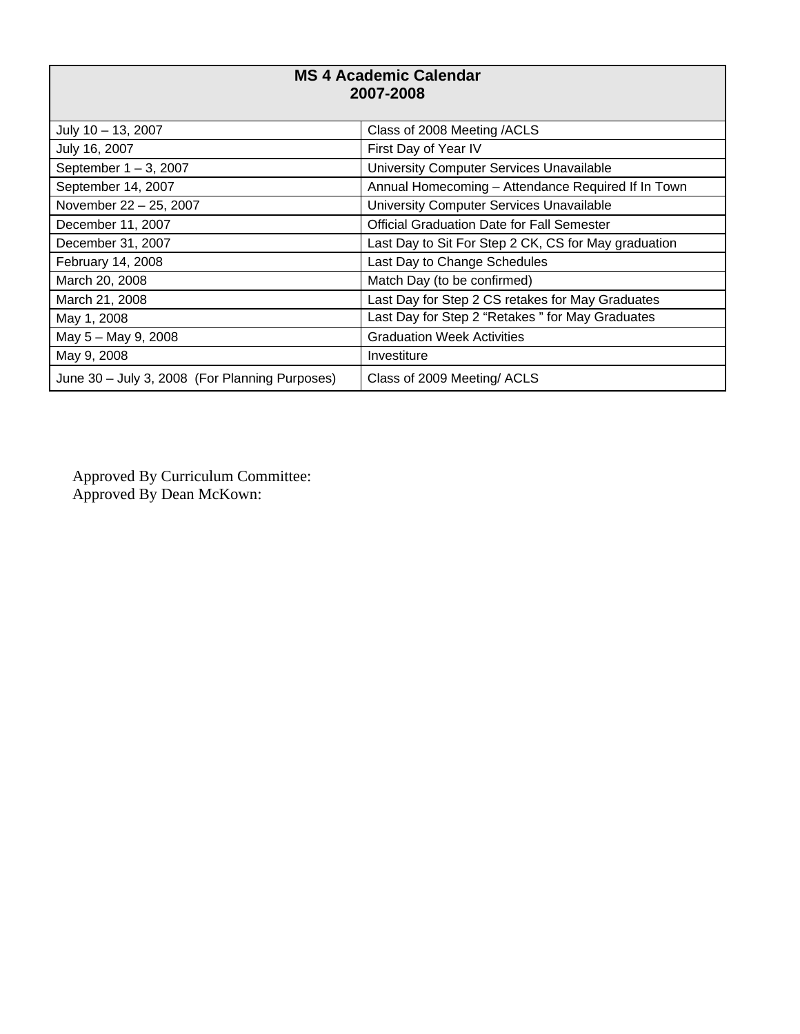| MS 4 Academic Calendar 2007-2008 | |
|---|---|
| July 10 – 13, 2007 | Class of 2008 Meeting /ACLS |
| July 16, 2007 | First Day of Year IV |
| September 1 – 3, 2007 | University Computer Services Unavailable |
| September 14, 2007 | Annual Homecoming – Attendance Required If In Town |
| November 22 – 25, 2007 | University Computer Services Unavailable |
| December 11, 2007 | Official Graduation Date for Fall Semester |
| December 31, 2007 | Last Day to Sit For Step 2 CK, CS for May graduation |
| February 14, 2008 | Last Day to Change Schedules |
| March 20, 2008 | Match Day (to be confirmed) |
| March 21, 2008 | Last Day for Step 2 CS retakes for May Graduates |
| May 1, 2008 | Last Day for Step 2 “Retakes ” for May Graduates |
| May 5 – May 9, 2008 | Graduation Week Activities |
| May 9, 2008 | Investiture |
| June 30 – July 3, 2008 (For Planning Purposes) | Class of 2009 Meeting/ ACLS |

Approved By Curriculum Committee:
Approved By Dean McKown: